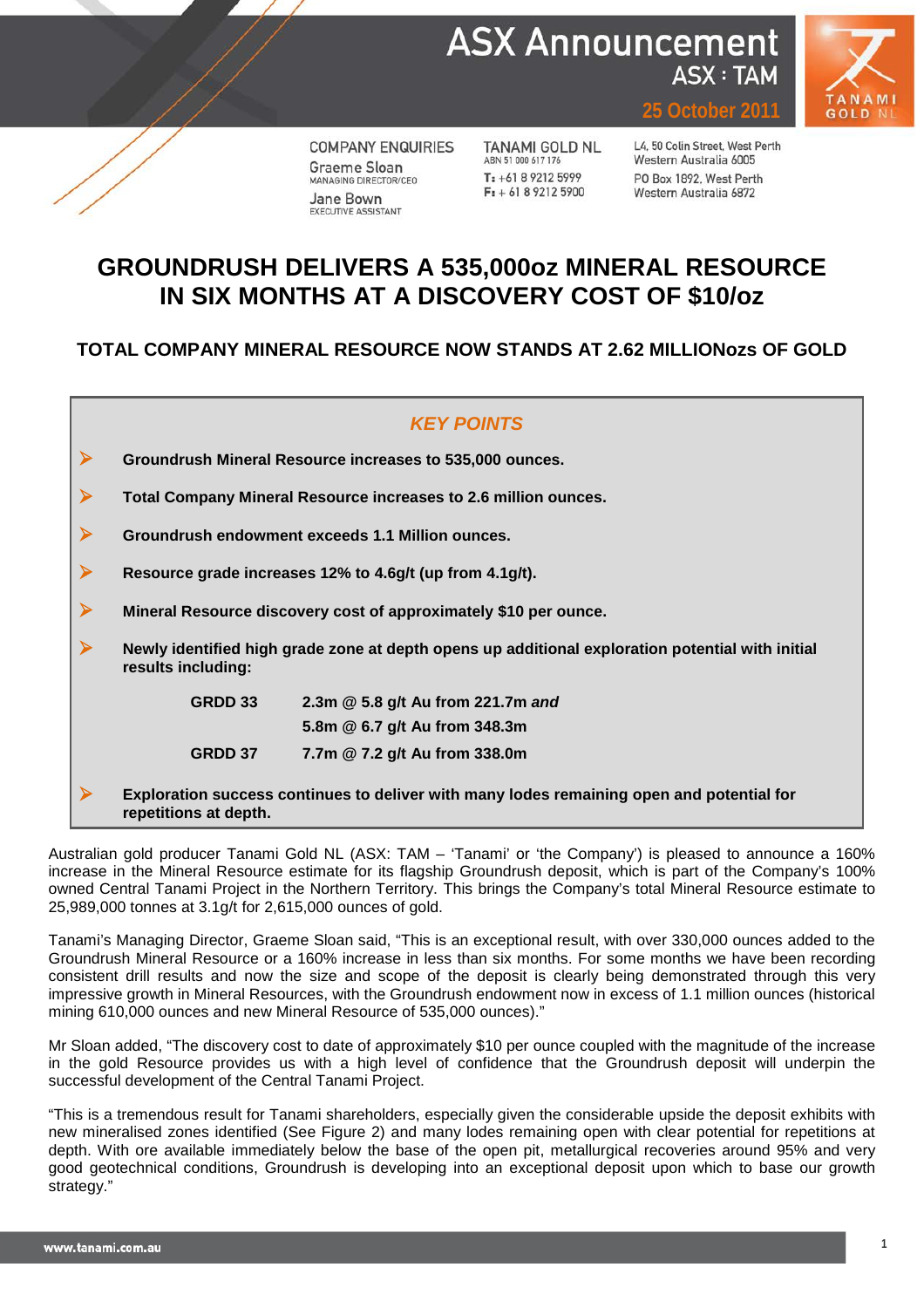# ASX Announcement

ASX : TAM

25 October 2011

| COMPANY ENQUIRIES | TANAMI GOLD NL | |
|---|---|---|
| Graeme Sloan<br>MANAGING DIRECTOR/CEO | ABN 51 000 617 176 | L4, 50 Colin Street, West Perth<br>Western Australia 6005 |
| Jane Bown<br>EXECUTIVE ASSISTANT | T: +61 8 9212 5999<br>F: + 61 8 9212 5900 | PO Box 1892, West Perth<br>Western Australia 6872 |

# GROUNDRUSH DELIVERS A 535,000oz MINERAL RESOURCE IN SIX MONTHS AT A DISCOVERY COST OF $10/oz

## TOTAL COMPANY MINERAL RESOURCE NOW STANDS AT 2.62 MILLIONozs OF GOLD

### *KEY POINTS*

- **Groundrush Mineral Resource increases to 535,000 ounces.**
- **Total Company Mineral Resource increases to 2.6 million ounces.**
- **Groundrush endowment exceeds 1.1 Million ounces.**
- **Resource grade increases 12% to 4.6g/t (up from 4.1g/t).**
- **Mineral Resource discovery cost of approximately $10 per ounce.**
- **Newly identified high grade zone at depth opens up additional exploration potential with initial results including:**

| | |
|---|---|
| **GRDD 33** | **2.3m @ 5.8 g/t Au from 221.7m *and*** |
| | **5.8m @ 6.7 g/t Au from 348.3m** |
| **GRDD 37** | **7.7m @ 7.2 g/t Au from 338.0m** |

- **Exploration success continues to deliver with many lodes remaining open and potential for repetitions at depth.**

Australian gold producer Tanami Gold NL (ASX: TAM – 'Tanami' or 'the Company') is pleased to announce a 160% increase in the Mineral Resource estimate for its flagship Groundrush deposit, which is part of the Company's 100% owned Central Tanami Project in the Northern Territory. This brings the Company's total Mineral Resource estimate to 25,989,000 tonnes at 3.1g/t for 2,615,000 ounces of gold.

Tanami's Managing Director, Graeme Sloan said, "This is an exceptional result, with over 330,000 ounces added to the Groundrush Mineral Resource or a 160% increase in less than six months. For some months we have been recording consistent drill results and now the size and scope of the deposit is clearly being demonstrated through this very impressive growth in Mineral Resources, with the Groundrush endowment now in excess of 1.1 million ounces (historical mining 610,000 ounces and new Mineral Resource of 535,000 ounces)."

Mr Sloan added, "The discovery cost to date of approximately $10 per ounce coupled with the magnitude of the increase in the gold Resource provides us with a high level of confidence that the Groundrush deposit will underpin the successful development of the Central Tanami Project.

"This is a tremendous result for Tanami shareholders, especially given the considerable upside the deposit exhibits with new mineralised zones identified (See Figure 2) and many lodes remaining open with clear potential for repetitions at depth. With ore available immediately below the base of the open pit, metallurgical recoveries around 95% and very good geotechnical conditions, Groundrush is developing into an exceptional deposit upon which to base our growth strategy."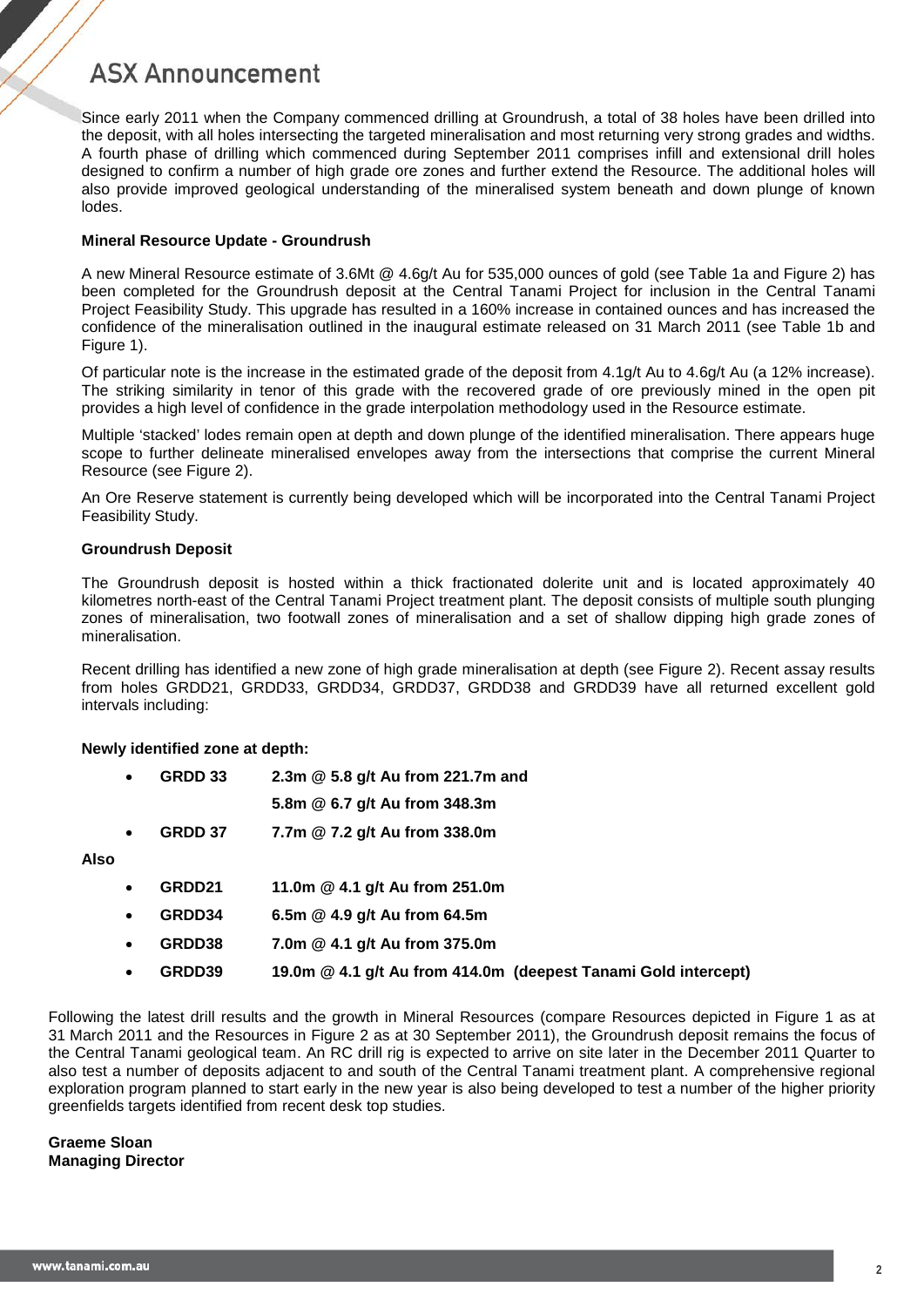Since early 2011 when the Company commenced drilling at Groundrush, a total of 38 holes have been drilled into the deposit, with all holes intersecting the targeted mineralisation and most returning very strong grades and widths. A fourth phase of drilling which commenced during September 2011 comprises infill and extensional drill holes designed to confirm a number of high grade ore zones and further extend the Resource. The additional holes will also provide improved geological understanding of the mineralised system beneath and down plunge of known lodes.

**Mineral Resource Update - Groundrush**

A new Mineral Resource estimate of 3.6Mt @ 4.6g/t Au for 535,000 ounces of gold (see Table 1a and Figure 2) has been completed for the Groundrush deposit at the Central Tanami Project for inclusion in the Central Tanami Project Feasibility Study. This upgrade has resulted in a 160% increase in contained ounces and has increased the confidence of the mineralisation outlined in the inaugural estimate released on 31 March 2011 (see Table 1b and Figure 1).

Of particular note is the increase in the estimated grade of the deposit from 4.1g/t Au to 4.6g/t Au (a 12% increase). The striking similarity in tenor of this grade with the recovered grade of ore previously mined in the open pit provides a high level of confidence in the grade interpolation methodology used in the Resource estimate.

Multiple 'stacked' lodes remain open at depth and down plunge of the identified mineralisation. There appears huge scope to further delineate mineralised envelopes away from the intersections that comprise the current Mineral Resource (see Figure 2).

An Ore Reserve statement is currently being developed which will be incorporated into the Central Tanami Project Feasibility Study.

**Groundrush Deposit**

The Groundrush deposit is hosted within a thick fractionated dolerite unit and is located approximately 40 kilometres north-east of the Central Tanami Project treatment plant. The deposit consists of multiple south plunging zones of mineralisation, two footwall zones of mineralisation and a set of shallow dipping high grade zones of mineralisation.

Recent drilling has identified a new zone of high grade mineralisation at depth (see Figure 2). Recent assay results from holes GRDD21, GRDD33, GRDD34, GRDD37, GRDD38 and GRDD39 have all returned excellent gold intervals including:

**Newly identified zone at depth:**

- **GRDD 33 — 2.3m @ 5.8 g/t Au from 221.7m and**
  **5.8m @ 6.7 g/t Au from 348.3m**
- **GRDD 37 — 7.7m @ 7.2 g/t Au from 338.0m**

**Also**

- **GRDD21 — 11.0m @ 4.1 g/t Au from 251.0m**
- **GRDD34 — 6.5m @ 4.9 g/t Au from 64.5m**
- **GRDD38 — 7.0m @ 4.1 g/t Au from 375.0m**
- **GRDD39 — 19.0m @ 4.1 g/t Au from 414.0m (deepest Tanami Gold intercept)**

Following the latest drill results and the growth in Mineral Resources (compare Resources depicted in Figure 1 as at 31 March 2011 and the Resources in Figure 2 as at 30 September 2011), the Groundrush deposit remains the focus of the Central Tanami geological team. An RC drill rig is expected to arrive on site later in the December 2011 Quarter to also test a number of deposits adjacent to and south of the Central Tanami treatment plant. A comprehensive regional exploration program planned to start early in the new year is also being developed to test a number of the higher priority greenfields targets identified from recent desk top studies.

**Graeme Sloan**
**Managing Director**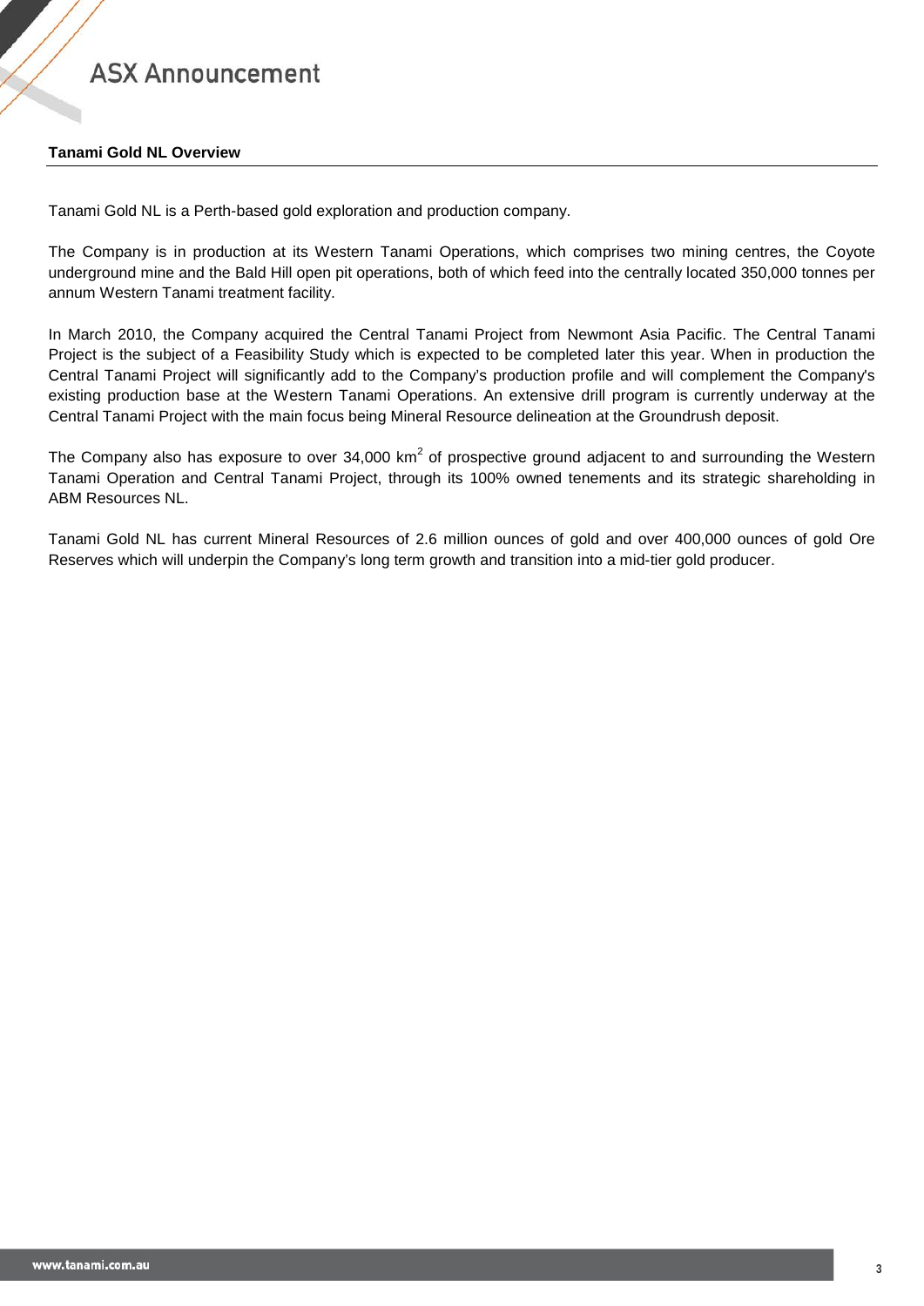## Tanami Gold NL Overview

Tanami Gold NL is a Perth-based gold exploration and production company.

The Company is in production at its Western Tanami Operations, which comprises two mining centres, the Coyote underground mine and the Bald Hill open pit operations, both of which feed into the centrally located 350,000 tonnes per annum Western Tanami treatment facility.

In March 2010, the Company acquired the Central Tanami Project from Newmont Asia Pacific. The Central Tanami Project is the subject of a Feasibility Study which is expected to be completed later this year. When in production the Central Tanami Project will significantly add to the Company's production profile and will complement the Company's existing production base at the Western Tanami Operations. An extensive drill program is currently underway at the Central Tanami Project with the main focus being Mineral Resource delineation at the Groundrush deposit.

The Company also has exposure to over 34,000 $km^2$ of prospective ground adjacent to and surrounding the Western Tanami Operation and Central Tanami Project, through its 100% owned tenements and its strategic shareholding in ABM Resources NL.

Tanami Gold NL has current Mineral Resources of 2.6 million ounces of gold and over 400,000 ounces of gold Ore Reserves which will underpin the Company's long term growth and transition into a mid-tier gold producer.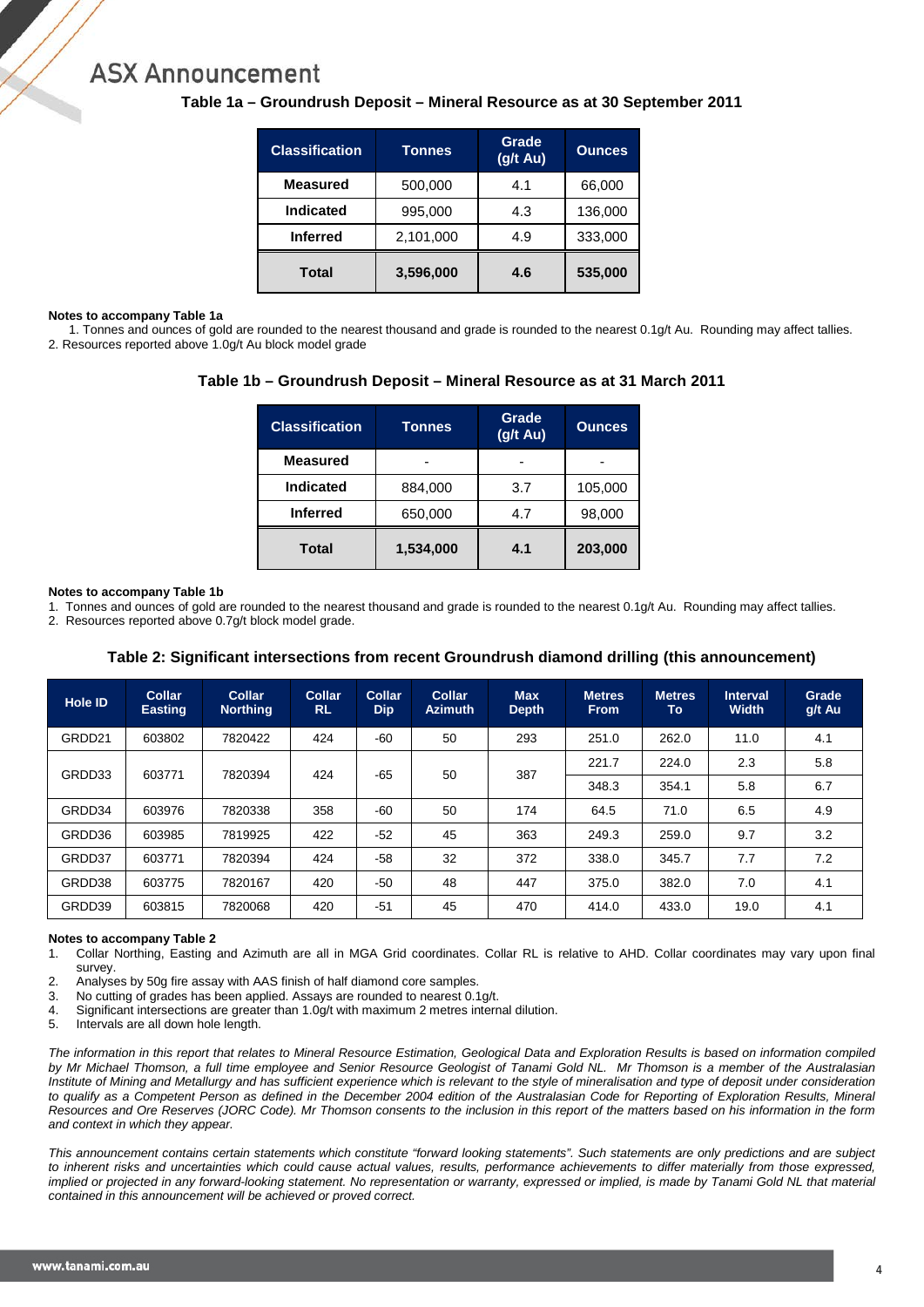**Table 1a – Groundrush Deposit – Mineral Resource as at 30 September 2011**

| Classification | Tonnes | Grade (g/t Au) | Ounces |
|---|---|---|---|
| **Measured** | 500,000 | 4.1 | 66,000 |
| **Indicated** | 995,000 | 4.3 | 136,000 |
| **Inferred** | 2,101,000 | 4.9 | 333,000 |
| **Total** | **3,596,000** | **4.6** | **535,000** |

**Notes to accompany Table 1a**

1. Tonnes and ounces of gold are rounded to the nearest thousand and grade is rounded to the nearest 0.1g/t Au. Rounding may affect tallies.
2. Resources reported above 1.0g/t Au block model grade

**Table 1b – Groundrush Deposit – Mineral Resource as at 31 March 2011**

| Classification | Tonnes | Grade (g/t Au) | Ounces |
|---|---|---|---|
| **Measured** | - | - | - |
| **Indicated** | 884,000 | 3.7 | 105,000 |
| **Inferred** | 650,000 | 4.7 | 98,000 |
| **Total** | **1,534,000** | **4.1** | **203,000** |

**Notes to accompany Table 1b**

1. Tonnes and ounces of gold are rounded to the nearest thousand and grade is rounded to the nearest 0.1g/t Au. Rounding may affect tallies.
2. Resources reported above 0.7g/t block model grade.

**Table 2: Significant intersections from recent Groundrush diamond drilling (this announcement)**

| Hole ID | Collar Easting | Collar Northing | Collar RL | Collar Dip | Collar Azimuth | Max Depth | Metres From | Metres To | Interval Width | Grade g/t Au |
|---|---|---|---|---|---|---|---|---|---|---|
| GRDD21 | 603802 | 7820422 | 424 | -60 | 50 | 293 | 251.0 | 262.0 | 11.0 | 4.1 |
| GRDD33 | 603771 | 7820394 | 424 | -65 | 50 | 387 | 221.7 | 224.0 | 2.3 | 5.8 |
| | | | | | | | 348.3 | 354.1 | 5.8 | 6.7 |
| GRDD34 | 603976 | 7820338 | 358 | -60 | 50 | 174 | 64.5 | 71.0 | 6.5 | 4.9 |
| GRDD36 | 603985 | 7819925 | 422 | -52 | 45 | 363 | 249.3 | 259.0 | 9.7 | 3.2 |
| GRDD37 | 603771 | 7820394 | 424 | -58 | 32 | 372 | 338.0 | 345.7 | 7.7 | 7.2 |
| GRDD38 | 603775 | 7820167 | 420 | -50 | 48 | 447 | 375.0 | 382.0 | 7.0 | 4.1 |
| GRDD39 | 603815 | 7820068 | 420 | -51 | 45 | 470 | 414.0 | 433.0 | 19.0 | 4.1 |

**Notes to accompany Table 2**

1. Collar Northing, Easting and Azimuth are all in MGA Grid coordinates. Collar RL is relative to AHD. Collar coordinates may vary upon final survey.
2. Analyses by 50g fire assay with AAS finish of half diamond core samples.
3. No cutting of grades has been applied. Assays are rounded to nearest 0.1g/t.
4. Significant intersections are greater than 1.0g/t with maximum 2 metres internal dilution.
5. Intervals are all down hole length.

*The information in this report that relates to Mineral Resource Estimation, Geological Data and Exploration Results is based on information compiled by Mr Michael Thomson, a full time employee and Senior Resource Geologist of Tanami Gold NL. Mr Thomson is a member of the Australasian Institute of Mining and Metallurgy and has sufficient experience which is relevant to the style of mineralisation and type of deposit under consideration to qualify as a Competent Person as defined in the December 2004 edition of the Australasian Code for Reporting of Exploration Results, Mineral Resources and Ore Reserves (JORC Code). Mr Thomson consents to the inclusion in this report of the matters based on his information in the form and context in which they appear.*

*This announcement contains certain statements which constitute "forward looking statements". Such statements are only predictions and are subject to inherent risks and uncertainties which could cause actual values, results, performance achievements to differ materially from those expressed, implied or projected in any forward-looking statement. No representation or warranty, expressed or implied, is made by Tanami Gold NL that material contained in this announcement will be achieved or proved correct.*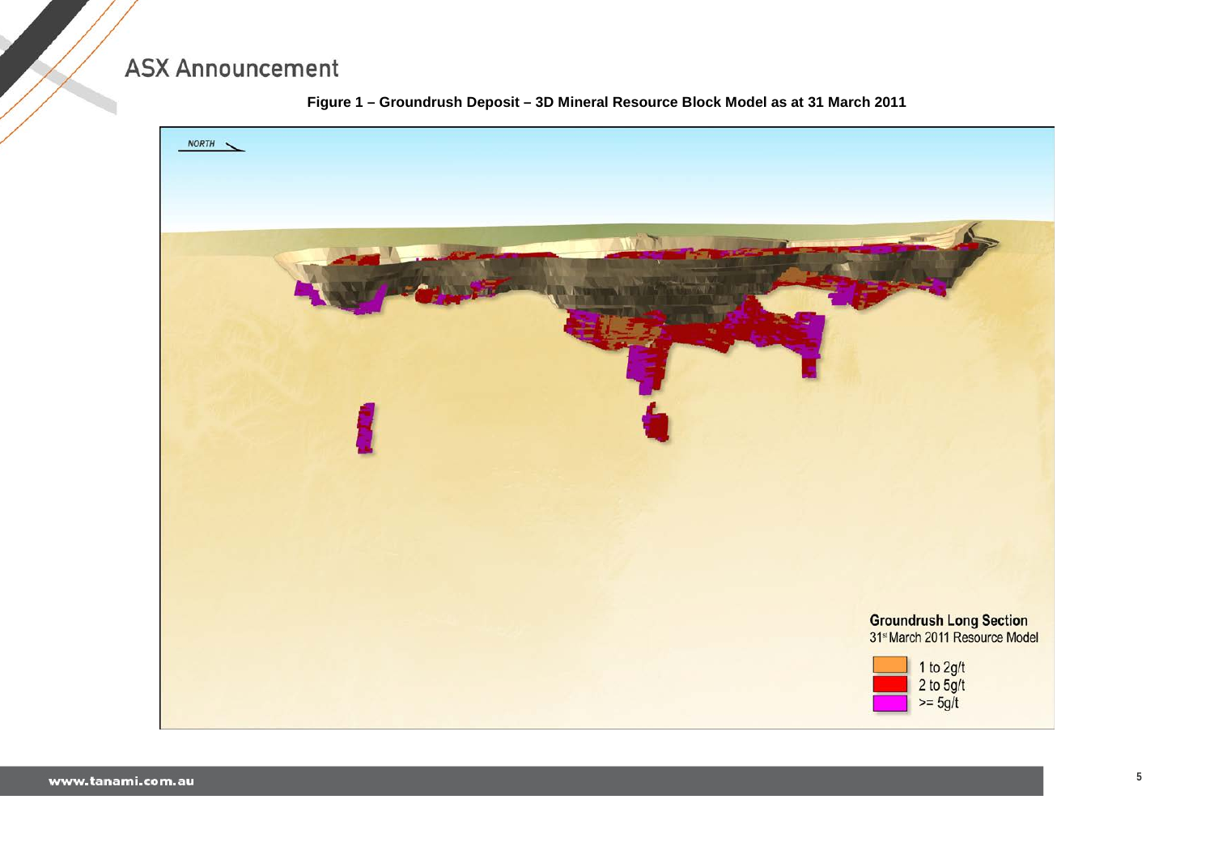**Figure 1 – Groundrush Deposit – 3D Mineral Resource Block Model as at 31 March 2011**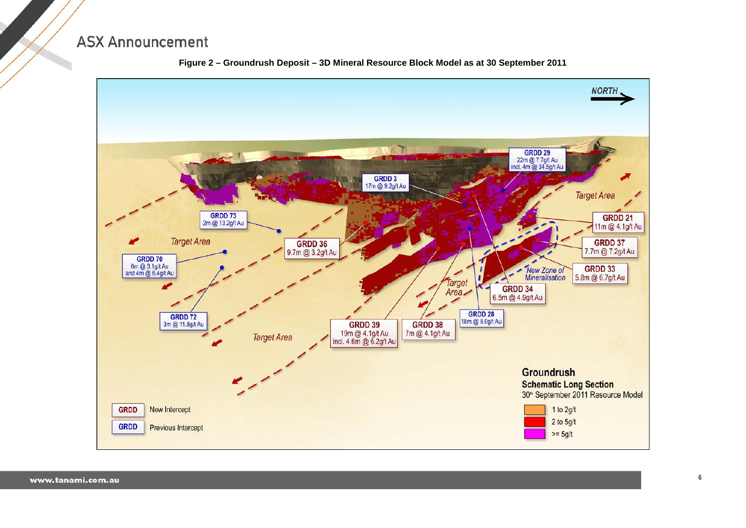**Figure 2 – Groundrush Deposit – 3D Mineral Resource Block Model as at 30 September 2011**

NORTH

GRDD 29
22m @ 7.7g/t Au
incl. 4m @ 34.5g/t Au

GRDD 3
17m @ 9.2g/t Au

GRDD 73
2m @ 13.2g/t Au

Target Area

GRDD 21
11m @ 4.1g/t Au

GRDD 36
9.7m @ 3.2g/t Au

Target Area

GRDD 37
7.7m @ 7.2g/t Au

GRDD 70
6m @ 3.1g/t Au
and 4m @ 6.4g/t Au

New Zone of Mineralisation

GRDD 33
5.8m @ 6.7g/t Au

Target Area

GRDD 34
6.5m @ 4.9g/t Au

GRDD 72
3m @ 11.8g/t Au

GRDD 28
18m @ 8.0g/t Au

GRDD 39
19m @ 4.1g/t Au
incl. 4.6m @ 6.2g/t Au

GRDD 38
7m @ 4.1g/t Au

Target Area

**Groundrush**
**Schematic Long Section**
30th September 2011 Resource Model

- 1 to 2g/t
- 2 to 5g/t
- >= 5g/t

GRDD New Intercept
GRDD Previous Intercept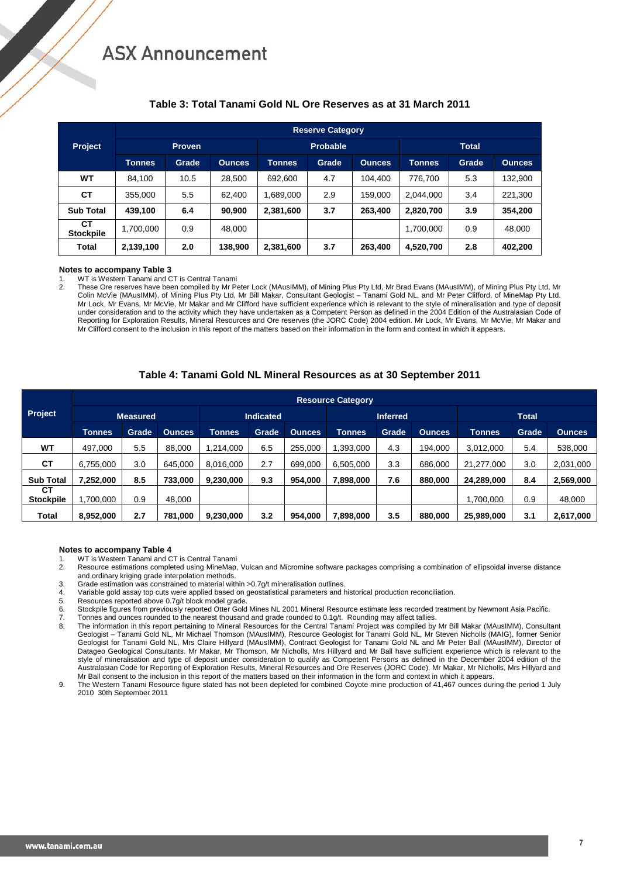### Table 3: Total Tanami Gold NL Ore Reserves as at 31 March 2011

| Project | Reserve Category | | | | | | | | |
|---|---|---|---|---|---|---|---|---|---|
| | Proven | | | Probable | | | Total | | |
| | Tonnes | Grade | Ounces | Tonnes | Grade | Ounces | Tonnes | Grade | Ounces |
| **WT** | 84,100 | 10.5 | 28,500 | 692,600 | 4.7 | 104,400 | 776,700 | 5.3 | 132,900 |
| **CT** | 355,000 | 5.5 | 62,400 | 1,689,000 | 2.9 | 159,000 | 2,044,000 | 3.4 | 221,300 |
| **Sub Total** | **439,100** | **6.4** | **90,900** | **2,381,600** | **3.7** | **263,400** | **2,820,700** | **3.9** | **354,200** |
| **CT Stockpile** | 1,700,000 | 0.9 | 48,000 | | | | 1,700,000 | 0.9 | 48,000 |
| **Total** | **2,139,100** | **2.0** | **138,900** | **2,381,600** | **3.7** | **263,400** | **4,520,700** | **2.8** | **402,200** |

**Notes to accompany Table 3**

1. WT is Western Tanami and CT is Central Tanami
2. These Ore reserves have been compiled by Mr Peter Lock (MAusIMM), of Mining Plus Pty Ltd, Mr Brad Evans (MAusIMM), of Mining Plus Pty Ltd, Mr Colin McVie (MAusIMM), of Mining Plus Pty Ltd, Mr Bill Makar, Consultant Geologist – Tanami Gold NL, and Mr Peter Clifford, of MineMap Pty Ltd. Mr Lock, Mr Evans, Mr McVie, Mr Makar and Mr Clifford have sufficient experience which is relevant to the style of mineralisation and type of deposit under consideration and to the activity which they have undertaken as a Competent Person as defined in the 2004 Edition of the Australasian Code of Reporting for Exploration Results, Mineral Resources and Ore reserves (the JORC Code) 2004 edition. Mr Lock, Mr Evans, Mr McVie, Mr Makar and Mr Clifford consent to the inclusion in this report of the matters based on their information in the form and context in which it appears.

### Table 4: Tanami Gold NL Mineral Resources as at 30 September 2011

| Project | Resource Category | | | | | | | | | | | |
|---|---|---|---|---|---|---|---|---|---|---|---|---|
| | Measured | | | Indicated | | | Inferred | | | Total | | |
| | Tonnes | Grade | Ounces | Tonnes | Grade | Ounces | Tonnes | Grade | Ounces | Tonnes | Grade | Ounces |
| **WT** | 497,000 | 5.5 | 88,000 | 1,214,000 | 6.5 | 255,000 | 1,393,000 | 4.3 | 194,000 | 3,012,000 | 5.4 | 538,000 |
| **CT** | 6,755,000 | 3.0 | 645,000 | 8,016,000 | 2.7 | 699,000 | 6,505,000 | 3.3 | 686,000 | 21,277,000 | 3.0 | 2,031,000 |
| **Sub Total** | **7,252,000** | **8.5** | **733,000** | **9,230,000** | **9.3** | **954,000** | **7,898,000** | **7.6** | **880,000** | **24,289,000** | **8.4** | **2,569,000** |
| **CT Stockpile** | 1,700,000 | 0.9 | 48,000 | | | | | | | 1,700,000 | 0.9 | 48,000 |
| **Total** | **8,952,000** | **2.7** | **781,000** | **9,230,000** | **3.2** | **954,000** | **7,898,000** | **3.5** | **880,000** | **25,989,000** | **3.1** | **2,617,000** |

**Notes to accompany Table 4**

1. WT is Western Tanami and CT is Central Tanami
2. Resource estimations completed using MineMap, Vulcan and Micromine software packages comprising a combination of ellipsoidal inverse distance and ordinary kriging grade interpolation methods.
3. Grade estimation was constrained to material within >0.7g/t mineralisation outlines.
4. Variable gold assay top cuts were applied based on geostatistical parameters and historical production reconciliation.
5. Resources reported above 0.7g/t block model grade.
6. Stockpile figures from previously reported Otter Gold Mines NL 2001 Mineral Resource estimate less recorded treatment by Newmont Asia Pacific.
7. Tonnes and ounces rounded to the nearest thousand and grade rounded to 0.1g/t. Rounding may affect tallies.
8. The information in this report pertaining to Mineral Resources for the Central Tanami Project was compiled by Mr Bill Makar (MAusIMM), Consultant Geologist – Tanami Gold NL, Mr Michael Thomson (MAusIMM), Resource Geologist for Tanami Gold NL, Mr Steven Nicholls (MAIG), former Senior Geologist for Tanami Gold NL, Mrs Claire Hillyard (MAusIMM), Contract Geologist for Tanami Gold NL and Mr Peter Ball (MAusIMM), Director of Datageo Geological Consultants. Mr Makar, Mr Thomson, Mr Nicholls, Mrs Hillyard and Mr Ball have sufficient experience which is relevant to the style of mineralisation and type of deposit under consideration to qualify as Competent Persons as defined in the December 2004 edition of the Australasian Code for Reporting of Exploration Results, Mineral Resources and Ore Reserves (JORC Code). Mr Makar, Mr Nicholls, Mrs Hillyard and Mr Ball consent to the inclusion in this report of the matters based on their information in the form and context in which it appears.
9. The Western Tanami Resource figure stated has not been depleted for combined Coyote mine production of 41,467 ounces during the period 1 July 2010 30th September 2011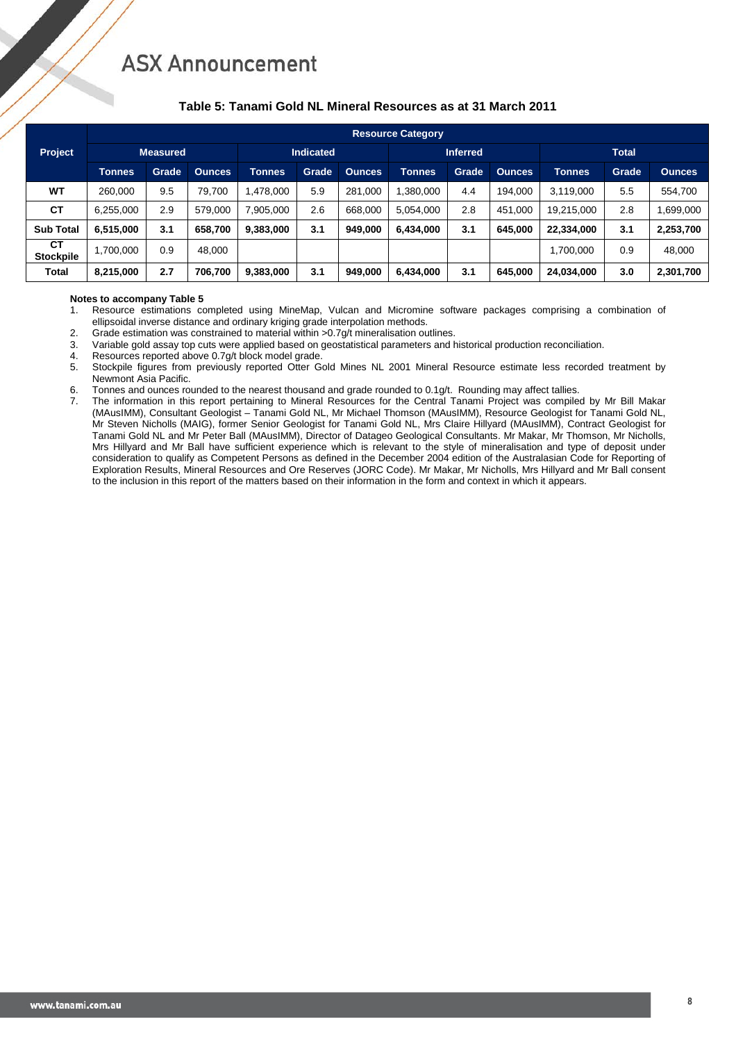# ASX Announcement

### Table 5: Tanami Gold NL Mineral Resources as at 31 March 2011

| Project | Resource Category | | | | | | | | | | | |
|---|---|---|---|---|---|---|---|---|---|---|---|---|
| | Measured | | | Indicated | | | Inferred | | | Total | | |
| | Tonnes | Grade | Ounces | Tonnes | Grade | Ounces | Tonnes | Grade | Ounces | Tonnes | Grade | Ounces |
| **WT** | 260,000 | 9.5 | 79,700 | 1,478,000 | 5.9 | 281,000 | 1,380,000 | 4.4 | 194,000 | 3,119,000 | 5.5 | 554,700 |
| **CT** | 6,255,000 | 2.9 | 579,000 | 7,905,000 | 2.6 | 668,000 | 5,054,000 | 2.8 | 451,000 | 19,215,000 | 2.8 | 1,699,000 |
| **Sub Total** | **6,515,000** | **3.1** | **658,700** | **9,383,000** | **3.1** | **949,000** | **6,434,000** | **3.1** | **645,000** | **22,334,000** | **3.1** | **2,253,700** |
| **CT Stockpile** | 1,700,000 | 0.9 | 48,000 | | | | | | | 1,700,000 | 0.9 | 48,000 |
| **Total** | **8,215,000** | **2.7** | **706,700** | **9,383,000** | **3.1** | **949,000** | **6,434,000** | **3.1** | **645,000** | **24,034,000** | **3.0** | **2,301,700** |

**Notes to accompany Table 5**

1. Resource estimations completed using MineMap, Vulcan and Micromine software packages comprising a combination of ellipsoidal inverse distance and ordinary kriging grade interpolation methods.
2. Grade estimation was constrained to material within >0.7g/t mineralisation outlines.
3. Variable gold assay top cuts were applied based on geostatistical parameters and historical production reconciliation.
4. Resources reported above 0.7g/t block model grade.
5. Stockpile figures from previously reported Otter Gold Mines NL 2001 Mineral Resource estimate less recorded treatment by Newmont Asia Pacific.
6. Tonnes and ounces rounded to the nearest thousand and grade rounded to 0.1g/t. Rounding may affect tallies.
7. The information in this report pertaining to Mineral Resources for the Central Tanami Project was compiled by Mr Bill Makar (MAusIMM), Consultant Geologist – Tanami Gold NL, Mr Michael Thomson (MAusIMM), Resource Geologist for Tanami Gold NL, Mr Steven Nicholls (MAIG), former Senior Geologist for Tanami Gold NL, Mrs Claire Hillyard (MAusIMM), Contract Geologist for Tanami Gold NL and Mr Peter Ball (MAusIMM), Director of Datageo Geological Consultants. Mr Makar, Mr Thomson, Mr Nicholls, Mrs Hillyard and Mr Ball have sufficient experience which is relevant to the style of mineralisation and type of deposit under consideration to qualify as Competent Persons as defined in the December 2004 edition of the Australasian Code for Reporting of Exploration Results, Mineral Resources and Ore Reserves (JORC Code). Mr Makar, Mr Nicholls, Mrs Hillyard and Mr Ball consent to the inclusion in this report of the matters based on their information in the form and context in which it appears.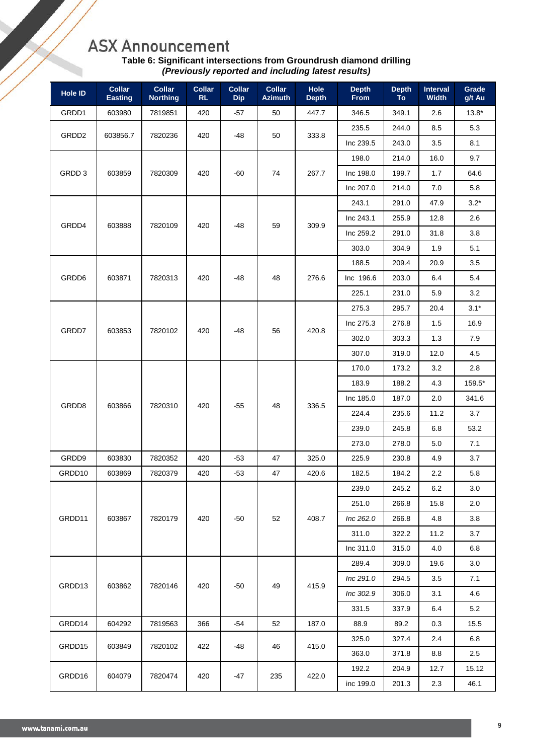## Table 6: Significant intersections from Groundrush diamond drilling

***(Previously reported and including latest results)***

| Hole ID | Collar Easting | Collar Northing | Collar RL | Collar Dip | Collar Azimuth | Hole Depth | Depth From | Depth To | Interval Width | Grade g/t Au |
|---|---|---|---|---|---|---|---|---|---|---|
| GRDD1 | 603980 | 7819851 | 420 | -57 | 50 | 447.7 | 346.5 | 349.1 | 2.6 | 13.8* |
| GRDD2 | 603856.7 | 7820236 | 420 | -48 | 50 | 333.8 | 235.5 | 244.0 | 8.5 | 5.3 |
| | | | | | | | Inc 239.5 | 243.0 | 3.5 | 8.1 |
| GRDD 3 | 603859 | 7820309 | 420 | -60 | 74 | 267.7 | 198.0 | 214.0 | 16.0 | 9.7 |
| | | | | | | | Inc 198.0 | 199.7 | 1.7 | 64.6 |
| | | | | | | | Inc 207.0 | 214.0 | 7.0 | 5.8 |
| GRDD4 | 603888 | 7820109 | 420 | -48 | 59 | 309.9 | 243.1 | 291.0 | 47.9 | 3.2* |
| | | | | | | | Inc 243.1 | 255.9 | 12.8 | 2.6 |
| | | | | | | | Inc 259.2 | 291.0 | 31.8 | 3.8 |
| | | | | | | | 303.0 | 304.9 | 1.9 | 5.1 |
| GRDD6 | 603871 | 7820313 | 420 | -48 | 48 | 276.6 | 188.5 | 209.4 | 20.9 | 3.5 |
| | | | | | | | Inc 196.6 | 203.0 | 6.4 | 5.4 |
| | | | | | | | 225.1 | 231.0 | 5.9 | 3.2 |
| GRDD7 | 603853 | 7820102 | 420 | -48 | 56 | 420.8 | 275.3 | 295.7 | 20.4 | 3.1* |
| | | | | | | | Inc 275.3 | 276.8 | 1.5 | 16.9 |
| | | | | | | | 302.0 | 303.3 | 1.3 | 7.9 |
| | | | | | | | 307.0 | 319.0 | 12.0 | 4.5 |
| GRDD8 | 603866 | 7820310 | 420 | -55 | 48 | 336.5 | 170.0 | 173.2 | 3.2 | 2.8 |
| | | | | | | | 183.9 | 188.2 | 4.3 | 159.5* |
| | | | | | | | Inc 185.0 | 187.0 | 2.0 | 341.6 |
| | | | | | | | 224.4 | 235.6 | 11.2 | 3.7 |
| | | | | | | | 239.0 | 245.8 | 6.8 | 53.2 |
| | | | | | | | 273.0 | 278.0 | 5.0 | 7.1 |
| GRDD9 | 603830 | 7820352 | 420 | -53 | 47 | 325.0 | 225.9 | 230.8 | 4.9 | 3.7 |
| GRDD10 | 603869 | 7820379 | 420 | -53 | 47 | 420.6 | 182.5 | 184.2 | 2.2 | 5.8 |
| GRDD11 | 603867 | 7820179 | 420 | -50 | 52 | 408.7 | 239.0 | 245.2 | 6.2 | 3.0 |
| | | | | | | | 251.0 | 266.8 | 15.8 | 2.0 |
| | | | | | | | *Inc 262.0* | 266.8 | 4.8 | 3.8 |
| | | | | | | | 311.0 | 322.2 | 11.2 | 3.7 |
| | | | | | | | Inc 311.0 | 315.0 | 4.0 | 6.8 |
| GRDD13 | 603862 | 7820146 | 420 | -50 | 49 | 415.9 | 289.4 | 309.0 | 19.6 | 3.0 |
| | | | | | | | *Inc 291.0* | 294.5 | 3.5 | 7.1 |
| | | | | | | | *Inc 302.9* | 306.0 | 3.1 | 4.6 |
| | | | | | | | 331.5 | 337.9 | 6.4 | 5.2 |
| GRDD14 | 604292 | 7819563 | 366 | -54 | 52 | 187.0 | 88.9 | 89.2 | 0.3 | 15.5 |
| GRDD15 | 603849 | 7820102 | 422 | -48 | 46 | 415.0 | 325.0 | 327.4 | 2.4 | 6.8 |
| | | | | | | | 363.0 | 371.8 | 8.8 | 2.5 |
| GRDD16 | 604079 | 7820474 | 420 | -47 | 235 | 422.0 | 192.2 | 204.9 | 12.7 | 15.12 |
| | | | | | | | inc 199.0 | 201.3 | 2.3 | 46.1 |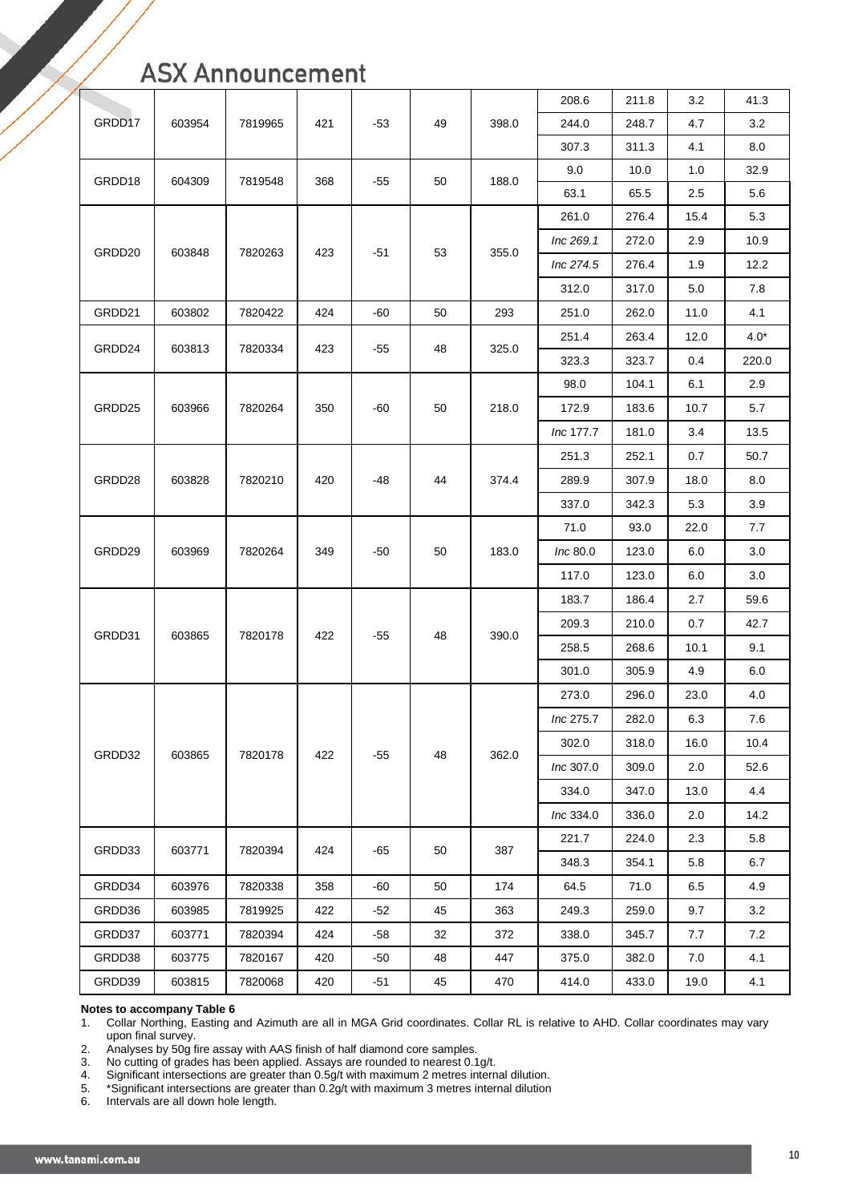# ASX Announcement

| | | | | | | | | | | |
|---|---|---|---|---|---|---|---|---|---|---|
| GRDD17 | 603954 | 7819965 | 421 | -53 | 49 | 398.0 | 208.6 | 211.8 | 3.2 | 41.3 |
| | | | | | | | 244.0 | 248.7 | 4.7 | 3.2 |
| | | | | | | | 307.3 | 311.3 | 4.1 | 8.0 |
| GRDD18 | 604309 | 7819548 | 368 | -55 | 50 | 188.0 | 9.0 | 10.0 | 1.0 | 32.9 |
| | | | | | | | 63.1 | 65.5 | 2.5 | 5.6 |
| GRDD20 | 603848 | 7820263 | 423 | -51 | 53 | 355.0 | 261.0 | 276.4 | 15.4 | 5.3 |
| | | | | | | | *Inc 269.1* | 272.0 | 2.9 | 10.9 |
| | | | | | | | *Inc 274.5* | 276.4 | 1.9 | 12.2 |
| | | | | | | | 312.0 | 317.0 | 5.0 | 7.8 |
| GRDD21 | 603802 | 7820422 | 424 | -60 | 50 | 293 | 251.0 | 262.0 | 11.0 | 4.1 |
| GRDD24 | 603813 | 7820334 | 423 | -55 | 48 | 325.0 | 251.4 | 263.4 | 12.0 | 4.0* |
| | | | | | | | 323.3 | 323.7 | 0.4 | 220.0 |
| GRDD25 | 603966 | 7820264 | 350 | -60 | 50 | 218.0 | 98.0 | 104.1 | 6.1 | 2.9 |
| | | | | | | | 172.9 | 183.6 | 10.7 | 5.7 |
| | | | | | | | *Inc* 177.7 | 181.0 | 3.4 | 13.5 |
| GRDD28 | 603828 | 7820210 | 420 | -48 | 44 | 374.4 | 251.3 | 252.1 | 0.7 | 50.7 |
| | | | | | | | 289.9 | 307.9 | 18.0 | 8.0 |
| | | | | | | | 337.0 | 342.3 | 5.3 | 3.9 |
| GRDD29 | 603969 | 7820264 | 349 | -50 | 50 | 183.0 | 71.0 | 93.0 | 22.0 | 7.7 |
| | | | | | | | *Inc* 80.0 | 123.0 | 6.0 | 3.0 |
| | | | | | | | 117.0 | 123.0 | 6.0 | 3.0 |
| GRDD31 | 603865 | 7820178 | 422 | -55 | 48 | 390.0 | 183.7 | 186.4 | 2.7 | 59.6 |
| | | | | | | | 209.3 | 210.0 | 0.7 | 42.7 |
| | | | | | | | 258.5 | 268.6 | 10.1 | 9.1 |
| | | | | | | | 301.0 | 305.9 | 4.9 | 6.0 |
| GRDD32 | 603865 | 7820178 | 422 | -55 | 48 | 362.0 | 273.0 | 296.0 | 23.0 | 4.0 |
| | | | | | | | *Inc* 275.7 | 282.0 | 6.3 | 7.6 |
| | | | | | | | 302.0 | 318.0 | 16.0 | 10.4 |
| | | | | | | | *Inc* 307.0 | 309.0 | 2.0 | 52.6 |
| | | | | | | | 334.0 | 347.0 | 13.0 | 4.4 |
| | | | | | | | *Inc* 334.0 | 336.0 | 2.0 | 14.2 |
| GRDD33 | 603771 | 7820394 | 424 | -65 | 50 | 387 | 221.7 | 224.0 | 2.3 | 5.8 |
| | | | | | | | 348.3 | 354.1 | 5.8 | 6.7 |
| GRDD34 | 603976 | 7820338 | 358 | -60 | 50 | 174 | 64.5 | 71.0 | 6.5 | 4.9 |
| GRDD36 | 603985 | 7819925 | 422 | -52 | 45 | 363 | 249.3 | 259.0 | 9.7 | 3.2 |
| GRDD37 | 603771 | 7820394 | 424 | -58 | 32 | 372 | 338.0 | 345.7 | 7.7 | 7.2 |
| GRDD38 | 603775 | 7820167 | 420 | -50 | 48 | 447 | 375.0 | 382.0 | 7.0 | 4.1 |
| GRDD39 | 603815 | 7820068 | 420 | -51 | 45 | 470 | 414.0 | 433.0 | 19.0 | 4.1 |

**Notes to accompany Table 6**

1. Collar Northing, Easting and Azimuth are all in MGA Grid coordinates. Collar RL is relative to AHD. Collar coordinates may vary upon final survey.
2. Analyses by 50g fire assay with AAS finish of half diamond core samples.
3. No cutting of grades has been applied. Assays are rounded to nearest 0.1g/t.
4. Significant intersections are greater than 0.5g/t with maximum 2 metres internal dilution.
5. *Significant intersections are greater than 0.2g/t with maximum 3 metres internal dilution
6. Intervals are all down hole length.